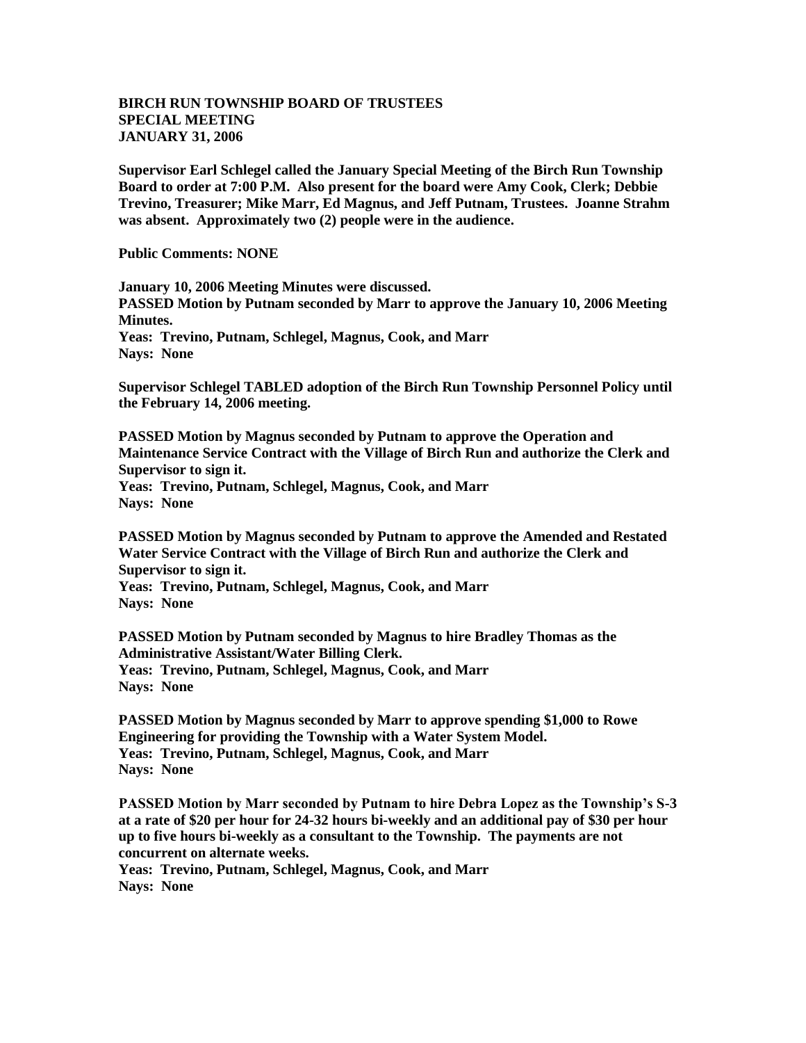**BIRCH RUN TOWNSHIP BOARD OF TRUSTEES**
**SPECIAL MEETING**
**JANUARY 31, 2006**

**Supervisor Earl Schlegel called the January Special Meeting of the Birch Run Township Board to order at 7:00 P.M. Also present for the board were Amy Cook, Clerk; Debbie Trevino, Treasurer; Mike Marr, Ed Magnus, and Jeff Putnam, Trustees. Joanne Strahm was absent. Approximately two (2) people were in the audience.**

**Public Comments: NONE**

**January 10, 2006 Meeting Minutes were discussed.**
**PASSED Motion by Putnam seconded by Marr to approve the January 10, 2006 Meeting Minutes.**
**Yeas: Trevino, Putnam, Schlegel, Magnus, Cook, and Marr**
**Nays: None**

**Supervisor Schlegel TABLED adoption of the Birch Run Township Personnel Policy until the February 14, 2006 meeting.**

**PASSED Motion by Magnus seconded by Putnam to approve the Operation and Maintenance Service Contract with the Village of Birch Run and authorize the Clerk and Supervisor to sign it.**
**Yeas: Trevino, Putnam, Schlegel, Magnus, Cook, and Marr**
**Nays: None**

**PASSED Motion by Magnus seconded by Putnam to approve the Amended and Restated Water Service Contract with the Village of Birch Run and authorize the Clerk and Supervisor to sign it.**
**Yeas: Trevino, Putnam, Schlegel, Magnus, Cook, and Marr**
**Nays: None**

**PASSED Motion by Putnam seconded by Magnus to hire Bradley Thomas as the Administrative Assistant/Water Billing Clerk.**
**Yeas: Trevino, Putnam, Schlegel, Magnus, Cook, and Marr**
**Nays: None**

**PASSED Motion by Magnus seconded by Marr to approve spending $1,000 to Rowe Engineering for providing the Township with a Water System Model.**
**Yeas: Trevino, Putnam, Schlegel, Magnus, Cook, and Marr**
**Nays: None**

**PASSED Motion by Marr seconded by Putnam to hire Debra Lopez as the Township's S-3 at a rate of $20 per hour for 24-32 hours bi-weekly and an additional pay of $30 per hour up to five hours bi-weekly as a consultant to the Township. The payments are not concurrent on alternate weeks.**
**Yeas: Trevino, Putnam, Schlegel, Magnus, Cook, and Marr**
**Nays: None**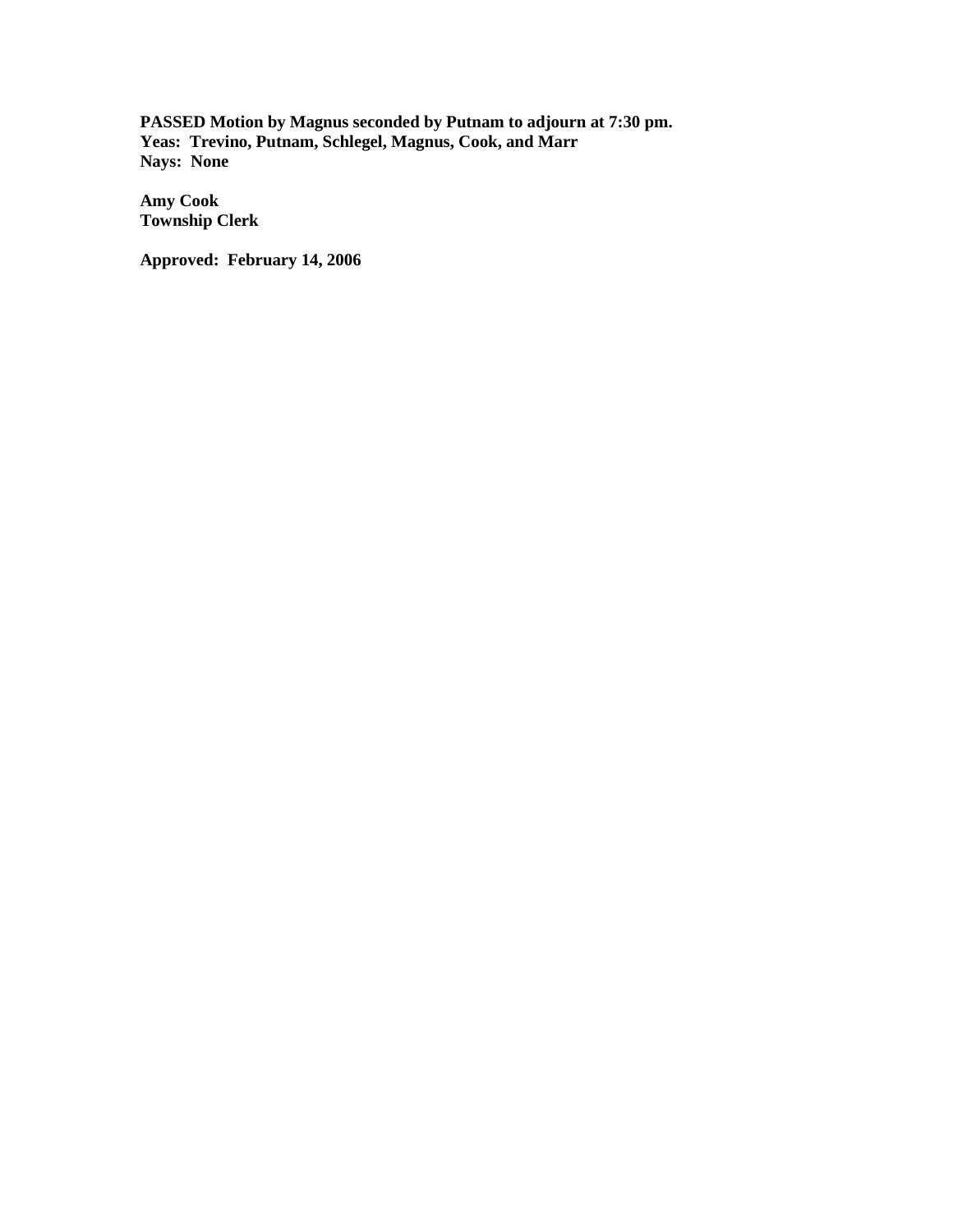**PASSED Motion by Magnus seconded by Putnam to adjourn at 7:30 pm.**
**Yeas: Trevino, Putnam, Schlegel, Magnus, Cook, and Marr**
**Nays: None**

**Amy Cook**
**Township Clerk**

**Approved: February 14, 2006**